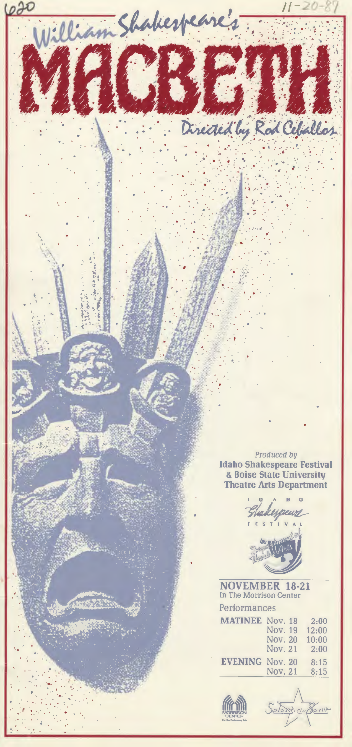620

11-20-87

William Shakespeare's

# MACBETH

Directed by Rod Ceballos

*Produced by*
**Idaho Shakespeare Festival & Boise State University Theatre Arts Department**

IDAHO Shakespeare FESTIVAL

by Department of Theatre Arts

## NOVEMBER 18-21

In The Morrison Center

Performances

| | | |
|---|---|---|
| **MATINEE** | Nov. 18 | 2:00 |
| | Nov. 19 | 12:00 |
| | Nov. 20 | 10:00 |
| | Nov. 21 | 2:00 |
| **EVENING** | Nov. 20 | 8:15 |
| | Nov. 21 | 8:15 |

MORRISON CENTER For the Performing Arts

Select-a-Seat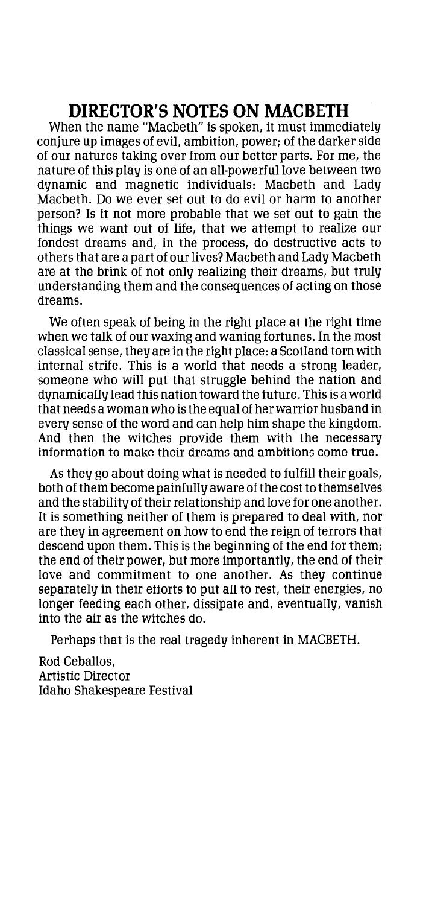## DIRECTOR'S NOTES ON MACBETH

When the name "Macbeth" is spoken, it must immediately conjure up images of evil, ambition, power; of the darker side of our natures taking over from our better parts. For me, the nature of this play is one of an all-powerful love between two dynamic and magnetic individuals: Macbeth and Lady Macbeth. Do we ever set out to do evil or harm to another person? Is it not more probable that we set out to gain the things we want out of life, that we attempt to realize our fondest dreams and, in the process, do destructive acts to others that are a part of our lives? Macbeth and Lady Macbeth are at the brink of not only realizing their dreams, but truly understanding them and the consequences of acting on those dreams.

We often speak of being in the right place at the right time when we talk of our waxing and waning fortunes. In the most classical sense, they are in the right place: a Scotland torn with internal strife. This is a world that needs a strong leader, someone who will put that struggle behind the nation and dynamically lead this nation toward the future. This is a world that needs a woman who is the equal of her warrior husband in every sense of the word and can help him shape the kingdom. And then the witches provide them with the necessary information to make their dreams and ambitions come true.

As they go about doing what is needed to fulfill their goals, both of them become painfully aware of the cost to themselves and the stability of their relationship and love for one another. It is something neither of them is prepared to deal with, nor are they in agreement on how to end the reign of terrors that descend upon them. This is the beginning of the end for them; the end of their power, but more importantly, the end of their love and commitment to one another. As they continue separately in their efforts to put all to rest, their energies, no longer feeding each other, dissipate and, eventually, vanish into the air as the witches do.

Perhaps that is the real tragedy inherent in MACBETH.

Rod Ceballos,
Artistic Director
Idaho Shakespeare Festival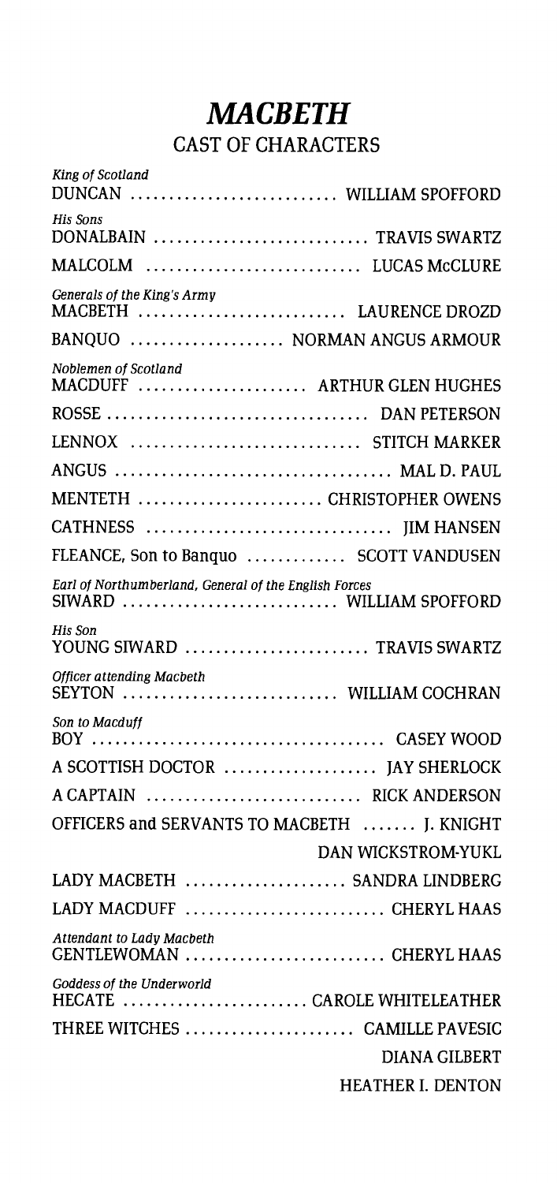# *MACBETH*

## CAST OF CHARACTERS

*King of Scotland*
DUNCAN .......................... WILLIAM SPOFFORD

*His Sons*
DONALBAIN .......................... TRAVIS SWARTZ

MALCOLM .......................... LUCAS McCLURE

*Generals of the King's Army*
MACBETH .......................... LAURENCE DROZD

BANQUO .................... NORMAN ANGUS ARMOUR

*Noblemen of Scotland*
MACDUFF ...................... ARTHUR GLEN HUGHES

ROSSE .................................. DAN PETERSON

LENNOX .............................. STITCH MARKER

ANGUS .................................... MAL D. PAUL

MENTETH ........................ CHRISTOPHER OWENS

CATHNESS ................................ JIM HANSEN

FLEANCE, Son to Banquo ............. SCOTT VANDUSEN

*Earl of Northumberland, General of the English Forces*
SIWARD ............................ WILLIAM SPOFFORD

*His Son*
YOUNG SIWARD ........................ TRAVIS SWARTZ

*Officer attending Macbeth*
SEYTON ............................ WILLIAM COCHRAN

*Son to Macduff*
BOY ...................................... CASEY WOOD

A SCOTTISH DOCTOR .................... JAY SHERLOCK

A CAPTAIN ............................ RICK ANDERSON

OFFICERS and SERVANTS TO MACBETH ....... J. KNIGHT
DAN WICKSTROM-YUKL

LADY MACBETH ..................... SANDRA LINDBERG

LADY MACDUFF .......................... CHERYL HAAS

*Attendant to Lady Macbeth*
GENTLEWOMAN .......................... CHERYL HAAS

*Goddess of the Underworld*
HECATE ........................ CAROLE WHITELEATHER

THREE WITCHES ...................... CAMILLE PAVESIC
DIANA GILBERT
HEATHER I. DENTON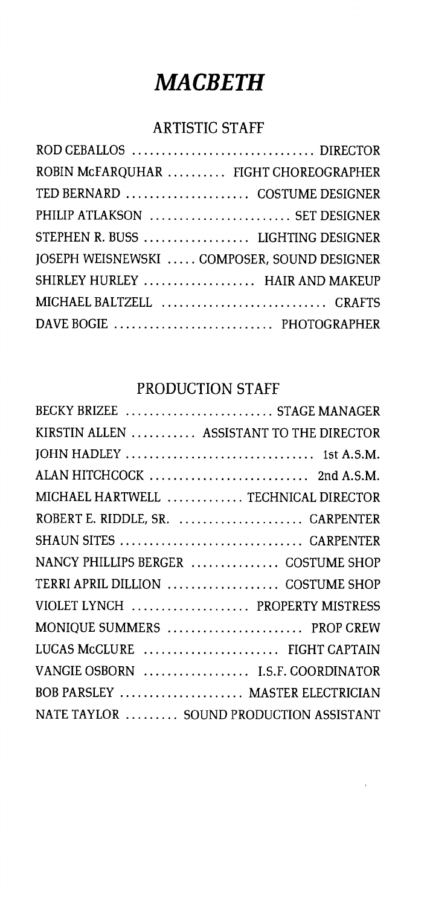# *MACBETH*

## ARTISTIC STAFF

ROD CEBALLOS ............................... DIRECTOR
ROBIN McFARQUHAR .......... FIGHT CHOREOGRAPHER
TED BERNARD ..................... COSTUME DESIGNER
PHILIP ATLAKSON ........................ SET DESIGNER
STEPHEN R. BUSS .................. LIGHTING DESIGNER
JOSEPH WEISNEWSKI ..... COMPOSER, SOUND DESIGNER
SHIRLEY HURLEY ................... HAIR AND MAKEUP
MICHAEL BALTZELL ............................ CRAFTS
DAVE BOGIE ........................... PHOTOGRAPHER

## PRODUCTION STAFF

BECKY BRIZEE ......................... STAGE MANAGER
KIRSTIN ALLEN ........... ASSISTANT TO THE DIRECTOR
JOHN HADLEY ................................ 1st A.S.M.
ALAN HITCHCOCK ........................... 2nd A.S.M.
MICHAEL HARTWELL ............. TECHNICAL DIRECTOR
ROBERT E. RIDDLE, SR. ...................... CARPENTER
SHAUN SITES ............................... CARPENTER
NANCY PHILLIPS BERGER ............... COSTUME SHOP
TERRI APRIL DILLION ................... COSTUME SHOP
VIOLET LYNCH .................... PROPERTY MISTRESS
MONIQUE SUMMERS ....................... PROP CREW
LUCAS McCLURE ....................... FIGHT CAPTAIN
VANGIE OSBORN .................. I.S.F. COORDINATOR
BOB PARSLEY ..................... MASTER ELECTRICIAN
NATE TAYLOR ......... SOUND PRODUCTION ASSISTANT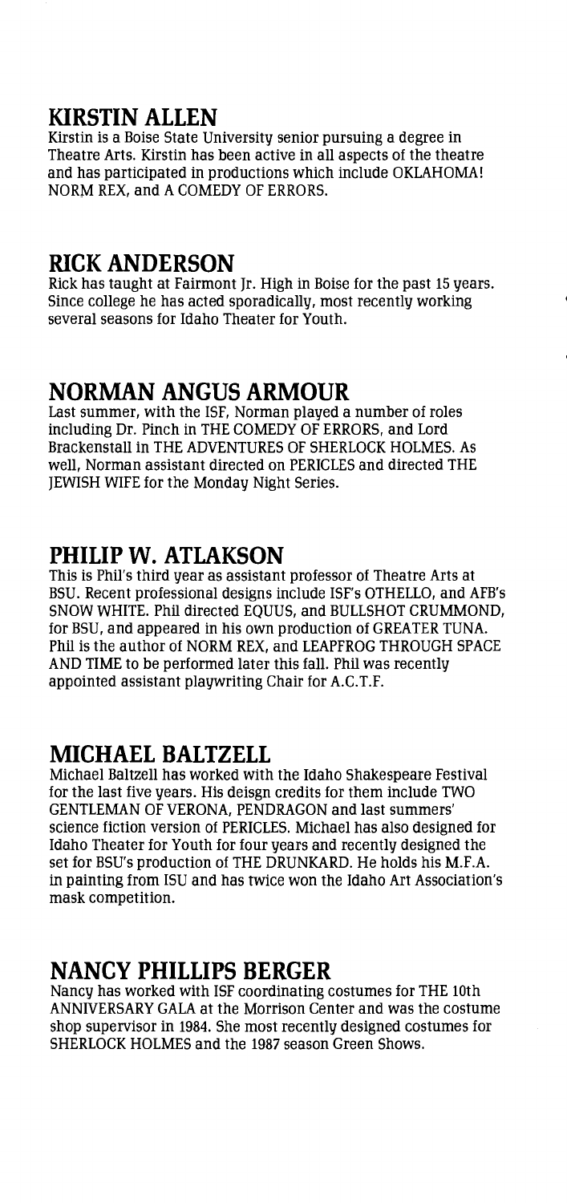## KIRSTIN ALLEN

Kirstin is a Boise State University senior pursuing a degree in Theatre Arts. Kirstin has been active in all aspects of the theatre and has participated in productions which include OKLAHOMA! NORM REX, and A COMEDY OF ERRORS.

## RICK ANDERSON

Rick has taught at Fairmont Jr. High in Boise for the past 15 years. Since college he has acted sporadically, most recently working several seasons for Idaho Theater for Youth.

## NORMAN ANGUS ARMOUR

Last summer, with the ISF, Norman played a number of roles including Dr. Pinch in THE COMEDY OF ERRORS, and Lord Brackenstall in THE ADVENTURES OF SHERLOCK HOLMES. As well, Norman assistant directed on PERICLES and directed THE JEWISH WIFE for the Monday Night Series.

## PHILIP W. ATLAKSON

This is Phil's third year as assistant professor of Theatre Arts at BSU. Recent professional designs include ISF's OTHELLO, and AFB's SNOW WHITE. Phil directed EQUUS, and BULLSHOT CRUMMOND, for BSU, and appeared in his own production of GREATER TUNA. Phil is the author of NORM REX, and LEAPFROG THROUGH SPACE AND TIME to be performed later this fall. Phil was recently appointed assistant playwriting Chair for A.C.T.F.

## MICHAEL BALTZELL

Michael Baltzell has worked with the Idaho Shakespeare Festival for the last five years. His deisgn credits for them include TWO GENTLEMAN OF VERONA, PENDRAGON and last summers' science fiction version of PERICLES. Michael has also designed for Idaho Theater for Youth for four years and recently designed the set for BSU's production of THE DRUNKARD. He holds his M.F.A. in painting from ISU and has twice won the Idaho Art Association's mask competition.

## NANCY PHILLIPS BERGER

Nancy has worked with ISF coordinating costumes for THE 10th ANNIVERSARY GALA at the Morrison Center and was the costume shop supervisor in 1984. She most recently designed costumes for SHERLOCK HOLMES and the 1987 season Green Shows.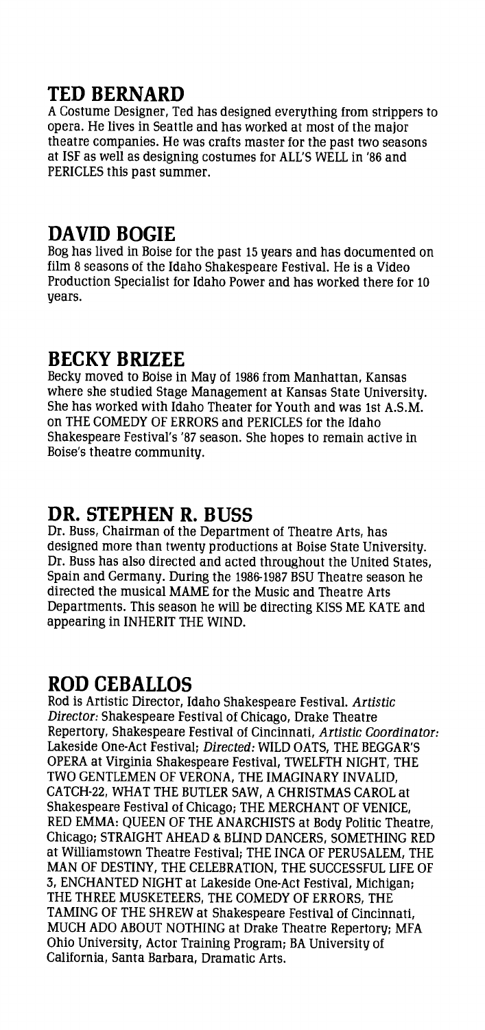## TED BERNARD

A Costume Designer, Ted has designed everything from strippers to opera. He lives in Seattle and has worked at most of the major theatre companies. He was crafts master for the past two seasons at ISF as well as designing costumes for ALL'S WELL in '86 and PERICLES this past summer.

## DAVID BOGIE

Bog has lived in Boise for the past 15 years and has documented on film 8 seasons of the Idaho Shakespeare Festival. He is a Video Production Specialist for Idaho Power and has worked there for 10 years.

## BECKY BRIZEE

Becky moved to Boise in May of 1986 from Manhattan, Kansas where she studied Stage Management at Kansas State University. She has worked with Idaho Theater for Youth and was 1st A.S.M. on THE COMEDY OF ERRORS and PERICLES for the Idaho Shakespeare Festival's '87 season. She hopes to remain active in Boise's theatre community.

## DR. STEPHEN R. BUSS

Dr. Buss, Chairman of the Department of Theatre Arts, has designed more than twenty productions at Boise State University. Dr. Buss has also directed and acted throughout the United States, Spain and Germany. During the 1986-1987 BSU Theatre season he directed the musical MAME for the Music and Theatre Arts Departments. This season he will be directing KISS ME KATE and appearing in INHERIT THE WIND.

## ROD CEBALLOS

Rod is Artistic Director, Idaho Shakespeare Festival. *Artistic Director:* Shakespeare Festival of Chicago, Drake Theatre Repertory, Shakespeare Festival of Cincinnati, *Artistic Coordinator:* Lakeside One-Act Festival; *Directed:* WILD OATS, THE BEGGAR'S OPERA at Virginia Shakespeare Festival, TWELFTH NIGHT, THE TWO GENTLEMEN OF VERONA, THE IMAGINARY INVALID, CATCH-22, WHAT THE BUTLER SAW, A CHRISTMAS CAROL at Shakespeare Festival of Chicago; THE MERCHANT OF VENICE, RED EMMA: QUEEN OF THE ANARCHISTS at Body Politic Theatre, Chicago; STRAIGHT AHEAD & BLIND DANCERS, SOMETHING RED at Williamstown Theatre Festival; THE INCA OF PERUSALEM, THE MAN OF DESTINY, THE CELEBRATION, THE SUCCESSFUL LIFE OF 3, ENCHANTED NIGHT at Lakeside One-Act Festival, Michigan; THE THREE MUSKETEERS, THE COMEDY OF ERRORS, THE TAMING OF THE SHREW at Shakespeare Festival of Cincinnati, MUCH ADO ABOUT NOTHING at Drake Theatre Repertory; MFA Ohio University, Actor Training Program; BA University of California, Santa Barbara, Dramatic Arts.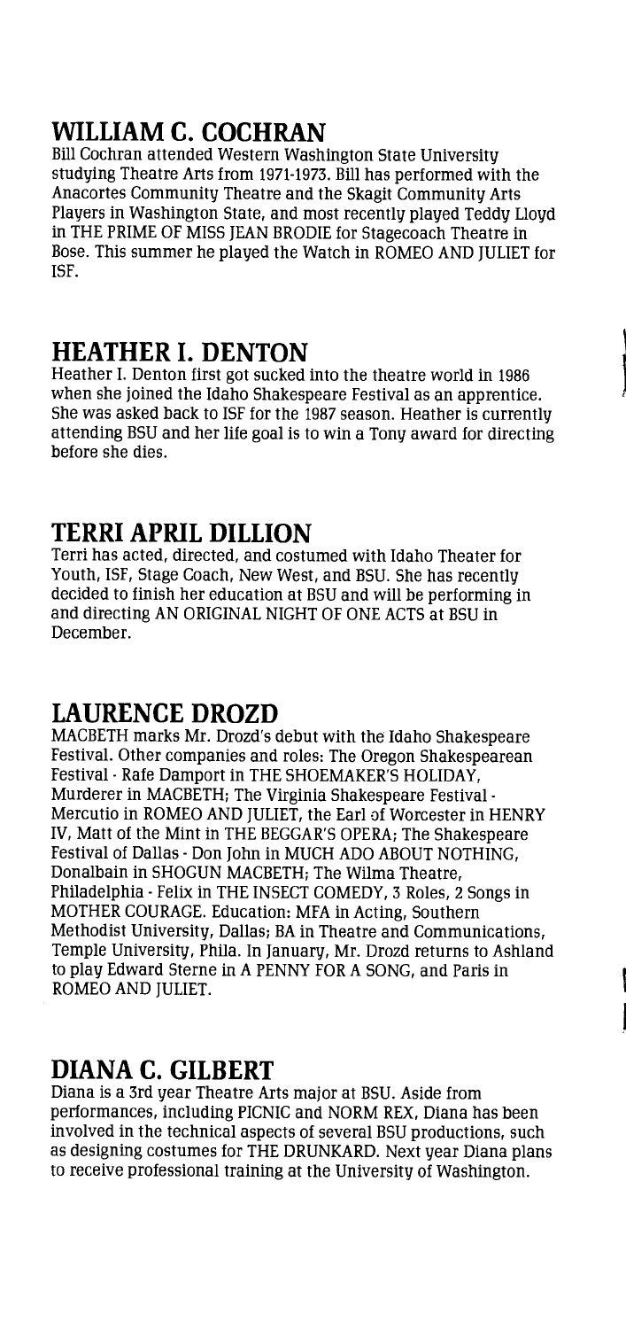## WILLIAM C. COCHRAN

Bill Cochran attended Western Washington State University studying Theatre Arts from 1971-1973. Bill has performed with the Anacortes Community Theatre and the Skagit Community Arts Players in Washington State, and most recently played Teddy Lloyd in THE PRIME OF MISS JEAN BRODIE for Stagecoach Theatre in Bose. This summer he played the Watch in ROMEO AND JULIET for ISF.

## HEATHER I. DENTON

Heather I. Denton first got sucked into the theatre world in 1986 when she joined the Idaho Shakespeare Festival as an apprentice. She was asked back to ISF for the 1987 season. Heather is currently attending BSU and her life goal is to win a Tony award for directing before she dies.

## TERRI APRIL DILLION

Terri has acted, directed, and costumed with Idaho Theater for Youth, ISF, Stage Coach, New West, and BSU. She has recently decided to finish her education at BSU and will be performing in and directing AN ORIGINAL NIGHT OF ONE ACTS at BSU in December.

## LAURENCE DROZD

MACBETH marks Mr. Drozd's debut with the Idaho Shakespeare Festival. Other companies and roles: The Oregon Shakespearean Festival - Rafe Damport in THE SHOEMAKER'S HOLIDAY, Murderer in MACBETH; The Virginia Shakespeare Festival - Mercutio in ROMEO AND JULIET, the Earl of Worcester in HENRY IV, Matt of the Mint in THE BEGGAR'S OPERA; The Shakespeare Festival of Dallas - Don John in MUCH ADO ABOUT NOTHING, Donalbain in SHOGUN MACBETH; The Wilma Theatre, Philadelphia - Felix in THE INSECT COMEDY, 3 Roles, 2 Songs in MOTHER COURAGE. Education: MFA in Acting, Southern Methodist University, Dallas; BA in Theatre and Communications, Temple University, Phila. In January, Mr. Drozd returns to Ashland to play Edward Sterne in A PENNY FOR A SONG, and Paris in ROMEO AND JULIET.

## DIANA C. GILBERT

Diana is a 3rd year Theatre Arts major at BSU. Aside from performances, including PICNIC and NORM REX, Diana has been involved in the technical aspects of several BSU productions, such as designing costumes for THE DRUNKARD. Next year Diana plans to receive professional training at the University of Washington.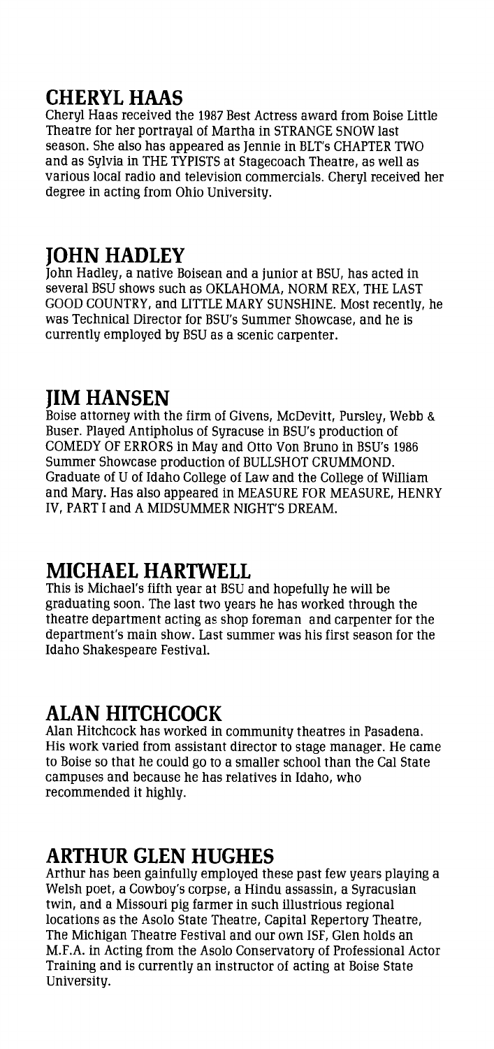## CHERYL HAAS

Cheryl Haas received the 1987 Best Actress award from Boise Little Theatre for her portrayal of Martha in STRANGE SNOW last season. She also has appeared as Jennie in BLT's CHAPTER TWO and as Sylvia in THE TYPISTS at Stagecoach Theatre, as well as various local radio and television commercials. Cheryl received her degree in acting from Ohio University.

## JOHN HADLEY

John Hadley, a native Boisean and a junior at BSU, has acted in several BSU shows such as OKLAHOMA, NORM REX, THE LAST GOOD COUNTRY, and LITTLE MARY SUNSHINE. Most recently, he was Technical Director for BSU's Summer Showcase, and he is currently employed by BSU as a scenic carpenter.

## JIM HANSEN

Boise attorney with the firm of Givens, McDevitt, Pursley, Webb & Buser. Played Antipholus of Syracuse in BSU's production of COMEDY OF ERRORS in May and Otto Von Bruno in BSU's 1986 Summer Showcase production of BULLSHOT CRUMMOND. Graduate of U of Idaho College of Law and the College of William and Mary. Has also appeared in MEASURE FOR MEASURE, HENRY IV, PART I and A MIDSUMMER NIGHT'S DREAM.

## MICHAEL HARTWELL

This is Michael's fifth year at BSU and hopefully he will be graduating soon. The last two years he has worked through the theatre department acting as shop foreman and carpenter for the department's main show. Last summer was his first season for the Idaho Shakespeare Festival.

## ALAN HITCHCOCK

Alan Hitchcock has worked in community theatres in Pasadena. His work varied from assistant director to stage manager. He came to Boise so that he could go to a smaller school than the Cal State campuses and because he has relatives in Idaho, who recommended it highly.

## ARTHUR GLEN HUGHES

Arthur has been gainfully employed these past few years playing a Welsh poet, a Cowboy's corpse, a Hindu assassin, a Syracusian twin, and a Missouri pig farmer in such illustrious regional locations as the Asolo State Theatre, Capital Repertory Theatre, The Michigan Theatre Festival and our own ISF, Glen holds an M.F.A. in Acting from the Asolo Conservatory of Professional Actor Training and is currently an instructor of acting at Boise State University.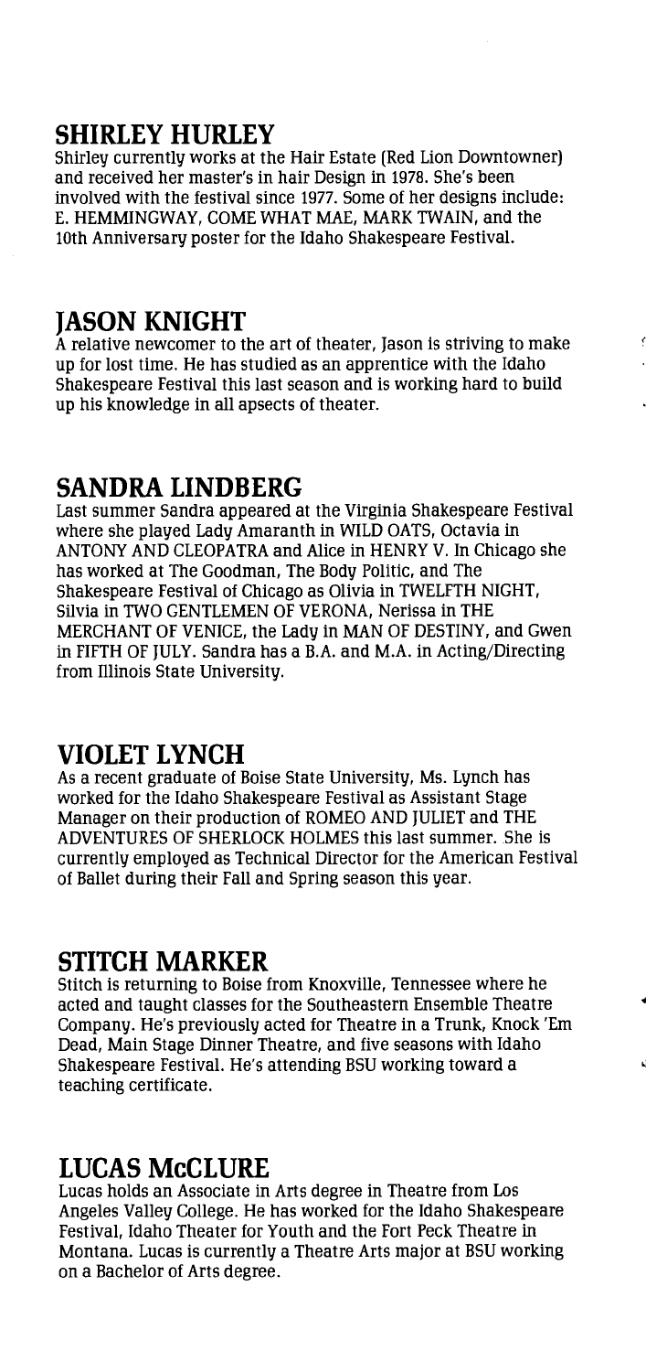## SHIRLEY HURLEY

Shirley currently works at the Hair Estate (Red Lion Downtowner) and received her master's in hair Design in 1978. She's been involved with the festival since 1977. Some of her designs include: E. HEMMINGWAY, COME WHAT MAE, MARK TWAIN, and the 10th Anniversary poster for the Idaho Shakespeare Festival.

## JASON KNIGHT

A relative newcomer to the art of theater, Jason is striving to make up for lost time. He has studied as an apprentice with the Idaho Shakespeare Festival this last season and is working hard to build up his knowledge in all apsects of theater.

## SANDRA LINDBERG

Last summer Sandra appeared at the Virginia Shakespeare Festival where she played Lady Amaranth in WILD OATS, Octavia in ANTONY AND CLEOPATRA and Alice in HENRY V. In Chicago she has worked at The Goodman, The Body Politic, and The Shakespeare Festival of Chicago as Olivia in TWELFTH NIGHT, Silvia in TWO GENTLEMEN OF VERONA, Nerissa in THE MERCHANT OF VENICE, the Lady in MAN OF DESTINY, and Gwen in FIFTH OF JULY. Sandra has a B.A. and M.A. in Acting/Directing from Illinois State University.

## VIOLET LYNCH

As a recent graduate of Boise State University, Ms. Lynch has worked for the Idaho Shakespeare Festival as Assistant Stage Manager on their production of ROMEO AND JULIET and THE ADVENTURES OF SHERLOCK HOLMES this last summer. She is currently employed as Technical Director for the American Festival of Ballet during their Fall and Spring season this year.

## STITCH MARKER

Stitch is returning to Boise from Knoxville, Tennessee where he acted and taught classes for the Southeastern Ensemble Theatre Company. He's previously acted for Theatre in a Trunk, Knock 'Em Dead, Main Stage Dinner Theatre, and five seasons with Idaho Shakespeare Festival. He's attending BSU working toward a teaching certificate.

## LUCAS McCLURE

Lucas holds an Associate in Arts degree in Theatre from Los Angeles Valley College. He has worked for the Idaho Shakespeare Festival, Idaho Theater for Youth and the Fort Peck Theatre in Montana. Lucas is currently a Theatre Arts major at BSU working on a Bachelor of Arts degree.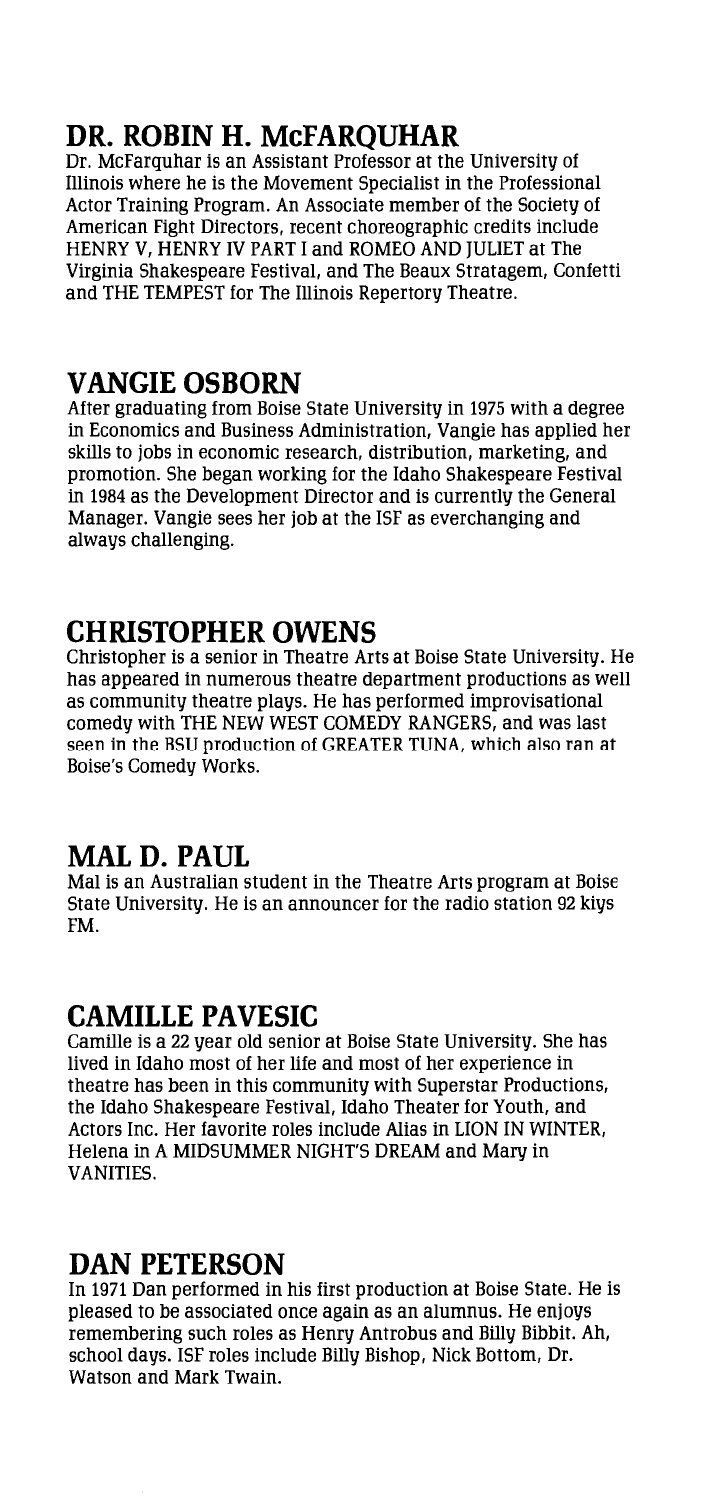## DR. ROBIN H. McFARQUHAR

Dr. McFarquhar is an Assistant Professor at the University of Illinois where he is the Movement Specialist in the Professional Actor Training Program. An Associate member of the Society of American Fight Directors, recent choreographic credits include HENRY V, HENRY IV PART I and ROMEO AND JULIET at The Virginia Shakespeare Festival, and The Beaux Stratagem, Confetti and THE TEMPEST for The Illinois Repertory Theatre.

## VANGIE OSBORN

After graduating from Boise State University in 1975 with a degree in Economics and Business Administration, Vangie has applied her skills to jobs in economic research, distribution, marketing, and promotion. She began working for the Idaho Shakespeare Festival in 1984 as the Development Director and is currently the General Manager. Vangie sees her job at the ISF as everchanging and always challenging.

## CHRISTOPHER OWENS

Christopher is a senior in Theatre Arts at Boise State University. He has appeared in numerous theatre department productions as well as community theatre plays. He has performed improvisational comedy with THE NEW WEST COMEDY RANGERS, and was last seen in the BSU production of GREATER TUNA, which also ran at Boise's Comedy Works.

## MAL D. PAUL

Mal is an Australian student in the Theatre Arts program at Boise State University. He is an announcer for the radio station 92 kiys FM.

## CAMILLE PAVESIC

Camille is a 22 year old senior at Boise State University. She has lived in Idaho most of her life and most of her experience in theatre has been in this community with Superstar Productions, the Idaho Shakespeare Festival, Idaho Theater for Youth, and Actors Inc. Her favorite roles include Alias in LION IN WINTER, Helena in A MIDSUMMER NIGHT'S DREAM and Mary in VANITIES.

## DAN PETERSON

In 1971 Dan performed in his first production at Boise State. He is pleased to be associated once again as an alumnus. He enjoys remembering such roles as Henry Antrobus and Billy Bibbit. Ah, school days. ISF roles include Billy Bishop, Nick Bottom, Dr. Watson and Mark Twain.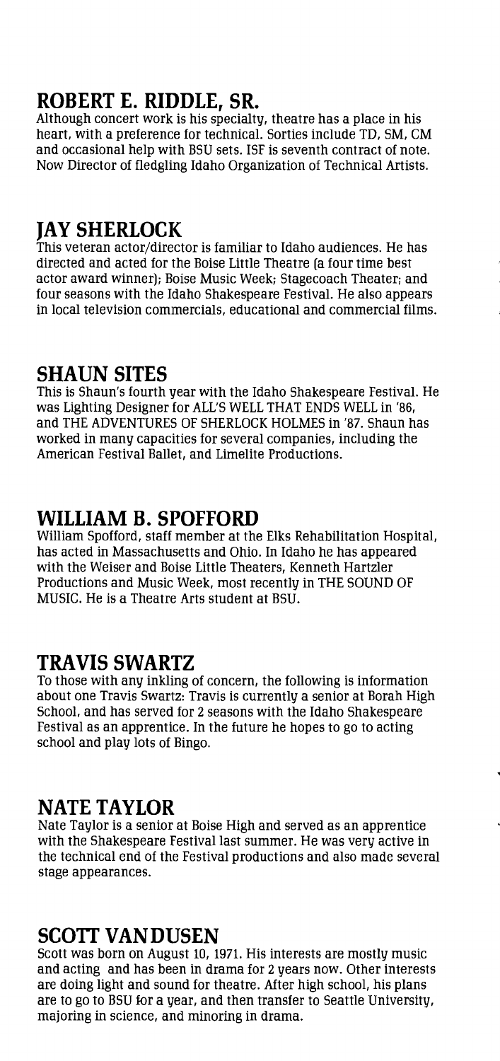## ROBERT E. RIDDLE, SR.

Although concert work is his specialty, theatre has a place in his heart, with a preference for technical. Sorties include TD, SM, CM and occasional help with BSU sets. ISF is seventh contract of note. Now Director of fledgling Idaho Organization of Technical Artists.

## JAY SHERLOCK

This veteran actor/director is familiar to Idaho audiences. He has directed and acted for the Boise Little Theatre (a four time best actor award winner); Boise Music Week; Stagecoach Theater; and four seasons with the Idaho Shakespeare Festival. He also appears in local television commercials, educational and commercial films.

## SHAUN SITES

This is Shaun's fourth year with the Idaho Shakespeare Festival. He was Lighting Designer for ALL'S WELL THAT ENDS WELL in '86, and THE ADVENTURES OF SHERLOCK HOLMES in '87. Shaun has worked in many capacities for several companies, including the American Festival Ballet, and Limelite Productions.

## WILLIAM B. SPOFFORD

William Spofford, staff member at the Elks Rehabilitation Hospital, has acted in Massachusetts and Ohio. In Idaho he has appeared with the Weiser and Boise Little Theaters, Kenneth Hartzler Productions and Music Week, most recently in THE SOUND OF MUSIC. He is a Theatre Arts student at BSU.

## TRAVIS SWARTZ

To those with any inkling of concern, the following is information about one Travis Swartz: Travis is currently a senior at Borah High School, and has served for 2 seasons with the Idaho Shakespeare Festival as an apprentice. In the future he hopes to go to acting school and play lots of Bingo.

## NATE TAYLOR

Nate Taylor is a senior at Boise High and served as an apprentice with the Shakespeare Festival last summer. He was very active in the technical end of the Festival productions and also made several stage appearances.

## SCOTT VANDUSEN

Scott was born on August 10, 1971. His interests are mostly music and acting and has been in drama for 2 years now. Other interests are doing light and sound for theatre. After high school, his plans are to go to BSU for a year, and then transfer to Seattle University, majoring in science, and minoring in drama.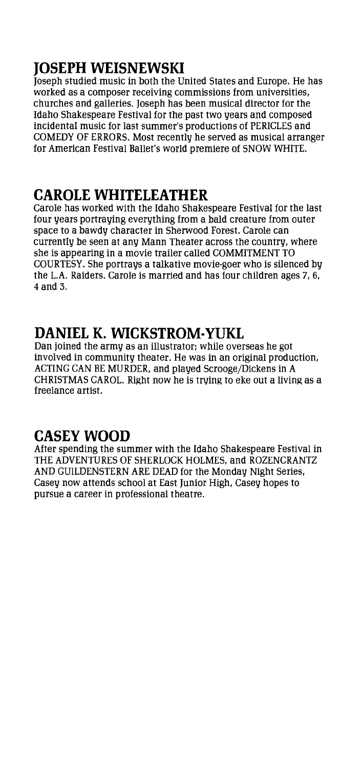## JOSEPH WEISNEWSKI

Joseph studied music in both the United States and Europe. He has worked as a composer receiving commissions from universities, churches and galleries. Joseph has been musical director for the Idaho Shakespeare Festival for the past two years and composed incidental music for last summer's productions of PERICLES and COMEDY OF ERRORS. Most recently he served as musical arranger for American Festival Ballet's world premiere of SNOW WHITE.

## CAROLE WHITELEATHER

Carole has worked with the Idaho Shakespeare Festival for the last four years portraying everything from a bald creature from outer space to a bawdy character in Sherwood Forest. Carole can currently be seen at any Mann Theater across the country, where she is appearing in a movie trailer called COMMITMENT TO COURTESY. She portrays a talkative movie-goer who is silenced by the L.A. Raiders. Carole is married and has four children ages 7, 6, 4 and 3.

## DANIEL K. WICKSTROM-YUKL

Dan joined the army as an illustrator; while overseas he got involved in community theater. He was in an original production, ACTING CAN BE MURDER, and played Scrooge/Dickens in A CHRISTMAS CAROL. Right now he is trying to eke out a living as a freelance artist.

## CASEY WOOD

After spending the summer with the Idaho Shakespeare Festival in THE ADVENTURES OF SHERLOCK HOLMES, and ROZENCRANTZ AND GUILDENSTERN ARE DEAD for the Monday Night Series, Casey now attends school at East Junior High, Casey hopes to pursue a career in professional theatre.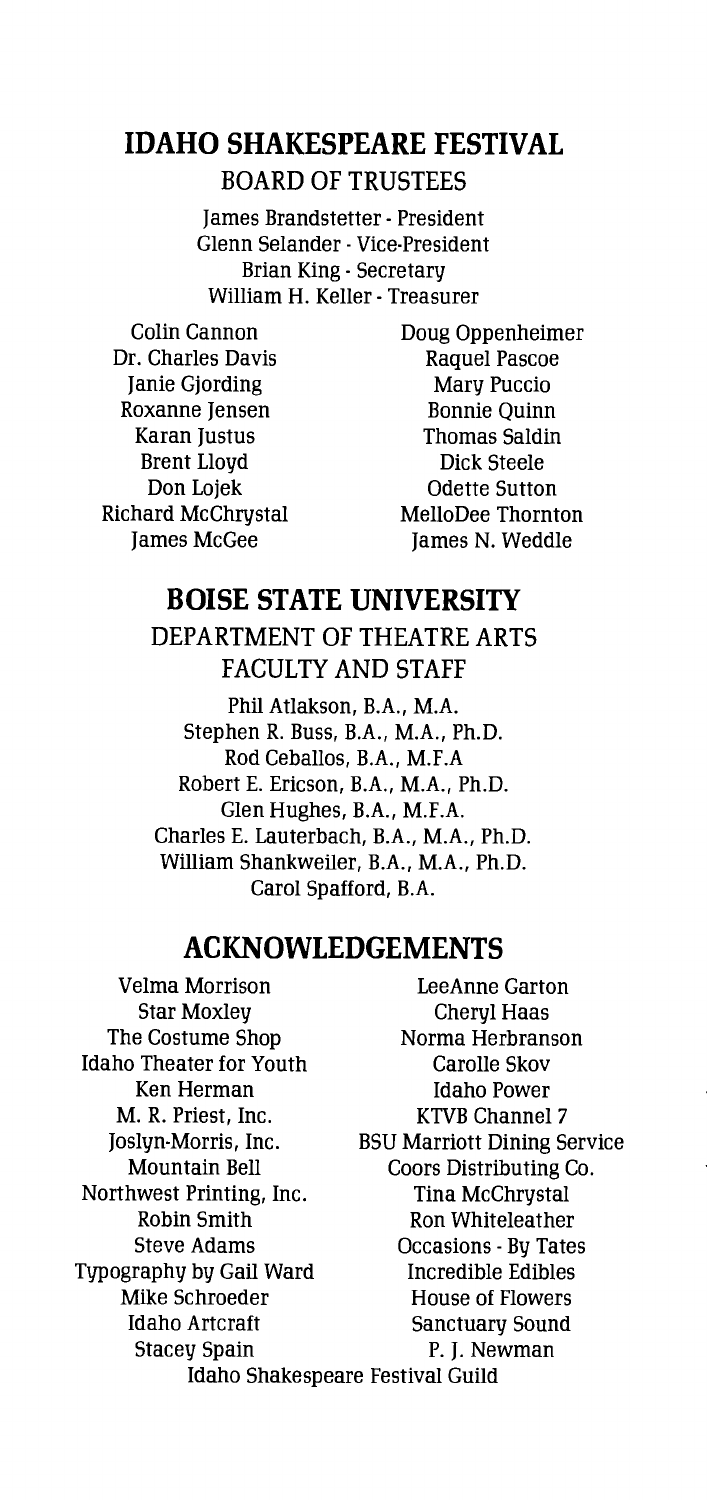# IDAHO SHAKESPEARE FESTIVAL

## BOARD OF TRUSTEES

James Brandstetter - President
Glenn Selander - Vice-President
Brian King - Secretary
William H. Keller - Treasurer

Colin Cannon
Dr. Charles Davis
Janie Gjording
Roxanne Jensen
Karan Justus
Brent Lloyd
Don Lojek
Richard McChrystal
James McGee
Doug Oppenheimer
Raquel Pascoe
Mary Puccio
Bonnie Quinn
Thomas Saldin
Dick Steele
Odette Sutton
MelloDee Thornton
James N. Weddle

# BOISE STATE UNIVERSITY

## DEPARTMENT OF THEATRE ARTS FACULTY AND STAFF

Phil Atlakson, B.A., M.A.
Stephen R. Buss, B.A., M.A., Ph.D.
Rod Ceballos, B.A., M.F.A
Robert E. Ericson, B.A., M.A., Ph.D.
Glen Hughes, B.A., M.F.A.
Charles E. Lauterbach, B.A., M.A., Ph.D.
William Shankweiler, B.A., M.A., Ph.D.
Carol Spafford, B.A.

# ACKNOWLEDGEMENTS

Velma Morrison
Star Moxley
The Costume Shop
Idaho Theater for Youth
Ken Herman
M. R. Priest, Inc.
Joslyn-Morris, Inc.
Mountain Bell
Northwest Printing, Inc.
Robin Smith
Steve Adams
Typography by Gail Ward
Mike Schroeder
Idaho Artcraft
Stacey Spain
LeeAnne Garton
Cheryl Haas
Norma Herbranson
Carolle Skov
Idaho Power
KTVB Channel 7
BSU Marriott Dining Service
Coors Distributing Co.
Tina McChrystal
Ron Whiteleather
Occasions - By Tates
Incredible Edibles
House of Flowers
Sanctuary Sound
P. J. Newman
Idaho Shakespeare Festival Guild